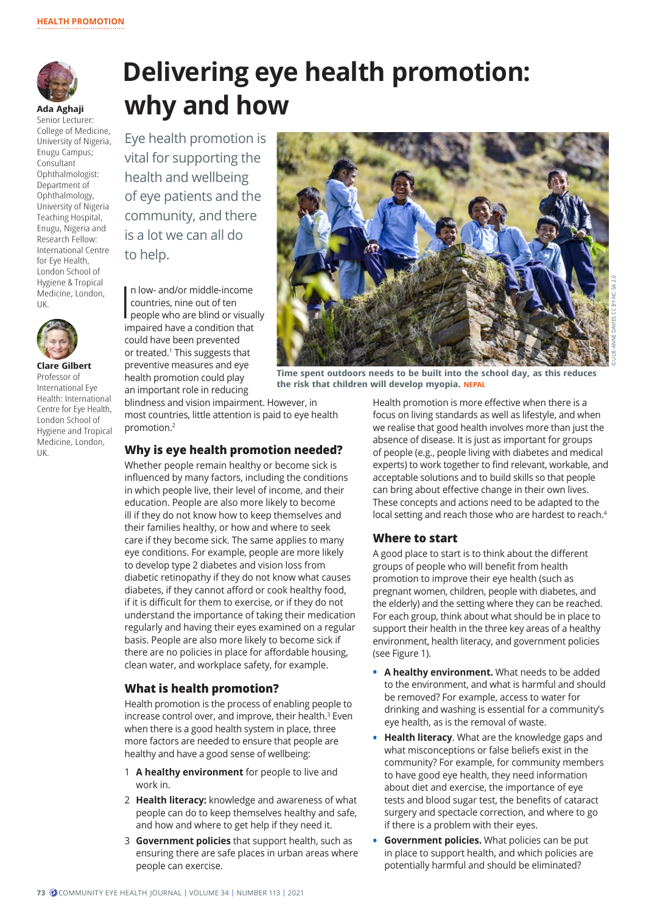HEALTH PROMOTION

# Delivering eye health promotion: why and how

**Ada Aghaji**
Senior Lecturer: College of Medicine, University of Nigeria, Enugu Campus; Consultant Ophthalmologist: Department of Ophthalmology, University of Nigeria Teaching Hospital, Enugu, Nigeria and Research Fellow: International Centre for Eye Health, London School of Hygiene & Tropical Medicine, London, UK.

**Clare Gilbert**
Professor of International Eye Health: International Centre for Eye Health, London School of Hygiene and Tropical Medicine, London, UK.

Eye health promotion is vital for supporting the health and wellbeing of eye patients and the community, and there is a lot we can all do to help.

In low- and/or middle-income countries, nine out of ten people who are blind or visually impaired have a condition that could have been prevented or treated.[1] This suggests that preventive measures and eye health promotion could play an important role in reducing blindness and vision impairment. However, in most countries, little attention is paid to eye health promotion.[2]

Time spent outdoors needs to be built into the school day, as this reduces the risk that children will develop myopia. NEPAL

© ULLIE-ANNE DAVIES CC BY-NC-SA 2.0

## Why is eye health promotion needed?

Whether people remain healthy or become sick is influenced by many factors, including the conditions in which people live, their level of income, and their education. People are also more likely to become ill if they do not know how to keep themselves and their families healthy, or how and where to seek care if they become sick. The same applies to many eye conditions. For example, people are more likely to develop type 2 diabetes and vision loss from diabetic retinopathy if they do not know what causes diabetes, if they cannot afford or cook healthy food, if it is difficult for them to exercise, or if they do not understand the importance of taking their medication regularly and having their eyes examined on a regular basis. People are also more likely to become sick if there are no policies in place for affordable housing, clean water, and workplace safety, for example.

## What is health promotion?

Health promotion is the process of enabling people to increase control over, and improve, their health.[3] Even when there is a good health system in place, three more factors are needed to ensure that people are healthy and have a good sense of wellbeing:

1. **A healthy environment** for people to live and work in.
2. **Health literacy:** knowledge and awareness of what people can do to keep themselves healthy and safe, and how and where to get help if they need it.
3. **Government policies** that support health, such as ensuring there are safe places in urban areas where people can exercise.

Health promotion is more effective when there is a focus on living standards as well as lifestyle, and when we realise that good health involves more than just the absence of disease. It is just as important for groups of people (e.g., people living with diabetes and medical experts) to work together to find relevant, workable, and acceptable solutions and to build skills so that people can bring about effective change in their own lives. These concepts and actions need to be adapted to the local setting and reach those who are hardest to reach.[4]

## Where to start

A good place to start is to think about the different groups of people who will benefit from health promotion to improve their eye health (such as pregnant women, children, people with diabetes, and the elderly) and the setting where they can be reached. For each group, think about what should be in place to support their health in the three key areas of a healthy environment, health literacy, and government policies (see Figure 1).

- **A healthy environment.** What needs to be added to the environment, and what is harmful and should be removed? For example, access to water for drinking and washing is essential for a community's eye health, as is the removal of waste.
- **Health literacy**. What are the knowledge gaps and what misconceptions or false beliefs exist in the community? For example, for community members to have good eye health, they need information about diet and exercise, the importance of eye tests and blood sugar test, the benefits of cataract surgery and spectacle correction, and where to go if there is a problem with their eyes.
- **Government policies.** What policies can be put in place to support health, and which policies are potentially harmful and should be eliminated?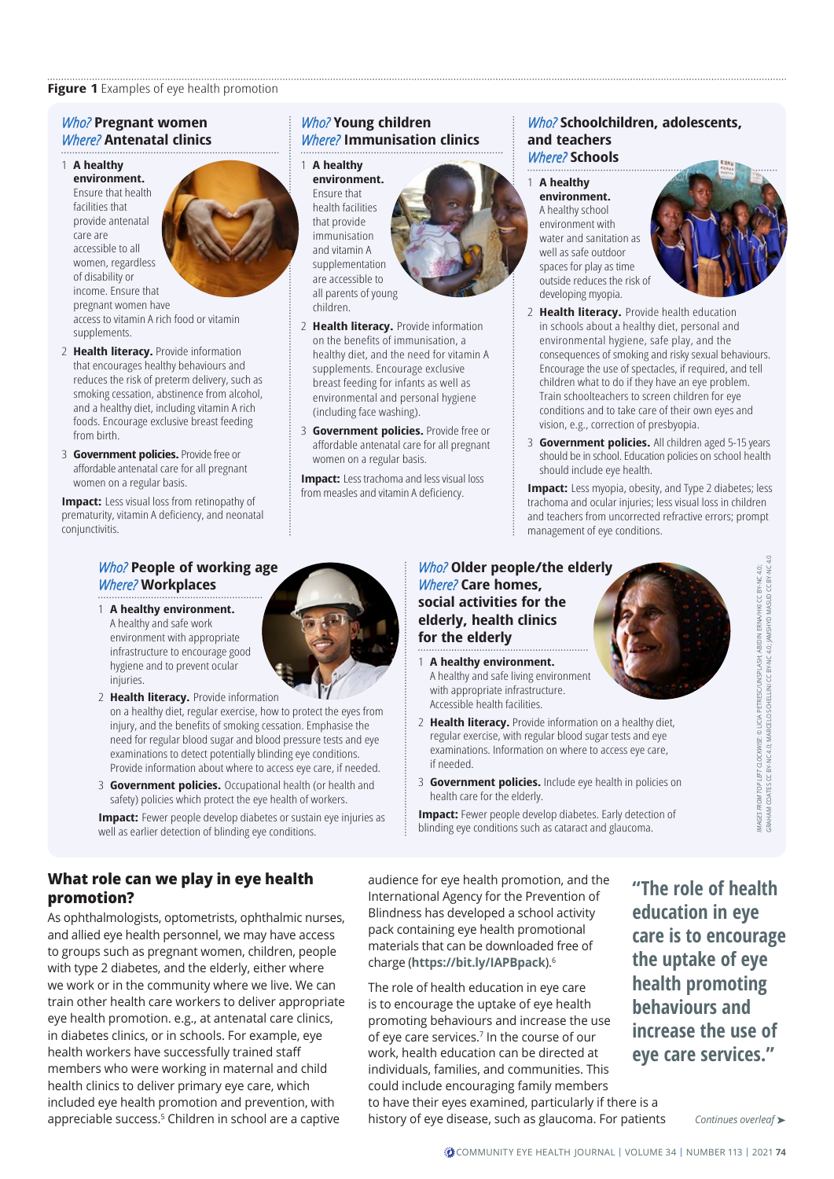**Figure 1** Examples of eye health promotion

### *Who?* Pregnant women *Where?* Antenatal clinics

1. **A healthy environment.** Ensure that health facilities that provide antenatal care are accessible to all women, regardless of disability or income. Ensure that pregnant women have access to vitamin A rich food or vitamin supplements.
2. **Health literacy.** Provide information that encourages healthy behaviours and reduces the risk of preterm delivery, such as smoking cessation, abstinence from alcohol, and a healthy diet, including vitamin A rich foods. Encourage exclusive breast feeding from birth.
3. **Government policies.** Provide free or affordable antenatal care for all pregnant women on a regular basis.

**Impact:** Less visual loss from retinopathy of prematurity, vitamin A deficiency, and neonatal conjunctivitis.

### *Who?* Young children *Where?* Immunisation clinics

1. **A healthy environment.** Ensure that health facilities that provide immunisation and vitamin A supplementation are accessible to all parents of young children.
2. **Health literacy.** Provide information on the benefits of immunisation, a healthy diet, and the need for vitamin A supplements. Encourage exclusive breast feeding for infants as well as environmental and personal hygiene (including face washing).
3. **Government policies.** Provide free or affordable antenatal care for all pregnant women on a regular basis.

**Impact:** Less trachoma and less visual loss from measles and vitamin A deficiency.

### *Who?* Schoolchildren, adolescents, and teachers *Where?* Schools

1. **A healthy environment.** A healthy school environment with water and sanitation as well as safe outdoor spaces for play as time outside reduces the risk of developing myopia.
2. **Health literacy.** Provide health education in schools about a healthy diet, personal and environmental hygiene, safe play, and the consequences of smoking and risky sexual behaviours. Encourage the use of spectacles, if required, and tell children what to do if they have an eye problem. Train schoolteachers to screen children for eye conditions and to take care of their own eyes and vision, e.g., correction of presbyopia.
3. **Government policies.** All children aged 5-15 years should be in school. Education policies on school health should include eye health.

**Impact:** Less myopia, obesity, and Type 2 diabetes; less trachoma and ocular injuries; less visual loss in children and teachers from uncorrected refractive errors; prompt management of eye conditions.

### *Who?* People of working age *Where?* Workplaces

1. **A healthy environment.** A healthy and safe work environment with appropriate infrastructure to encourage good hygiene and to prevent ocular injuries.
2. **Health literacy.** Provide information on a healthy diet, regular exercise, how to protect the eyes from injury, and the benefits of smoking cessation. Emphasise the need for regular blood sugar and blood pressure tests and eye examinations to detect potentially blinding eye conditions. Provide information about where to access eye care, if needed.
3. **Government policies.** Occupational health (or health and safety) policies which protect the eye health of workers.

**Impact:** Fewer people develop diabetes or sustain eye injuries as well as earlier detection of blinding eye conditions.

### *Who?* Older people/the elderly *Where?* Care homes, social activities for the elderly, health clinics for the elderly

1. **A healthy environment.** A healthy and safe living environment with appropriate infrastructure. Accessible health facilities.
2. **Health literacy.** Provide information on a healthy diet, regular exercise, with regular blood sugar tests and eye examinations. Information on where to access eye care, if needed.
3. **Government policies.** Include eye health in policies on health care for the elderly.

**Impact:** Fewer people develop diabetes. Early detection of blinding eye conditions such as cataract and glaucoma.

IMAGES FROM TOP LEFT CLOCKWISE: © LUCIA PETRESCU/UNSPLASH; ABIDIN ERNA/HKI CC BY-NC 4.0; GRAHAM COATES CC BY-NC 4.0; MARCELO SCHELLINI CC BY-NC 4.0; JAMSHYD MASUD CC BY-NC 4.0

## What role can we play in eye health promotion?

As ophthalmologists, optometrists, ophthalmic nurses, and allied eye health personnel, we may have access to groups such as pregnant women, children, people with type 2 diabetes, and the elderly, either where we work or in the community where we live. We can train other health care workers to deliver appropriate eye health promotion. e.g., at antenatal care clinics, in diabetes clinics, or in schools. For example, eye health workers have successfully trained staff members who were working in maternal and child health clinics to deliver primary eye care, which included eye health promotion and prevention, with appreciable success.[5] Children in school are a captive audience for eye health promotion, and the International Agency for the Prevention of Blindness has developed a school activity pack containing eye health promotional materials that can be downloaded free of charge (**https://bit.ly/IAPBpack**).[6]

The role of health education in eye care is to encourage the uptake of eye health promoting behaviours and increase the use of eye care services.[7] In the course of our work, health education can be directed at individuals, families, and communities. This could include encouraging family members to have their eyes examined, particularly if there is a history of eye disease, such as glaucoma. For patients

> "The role of health education in eye care is to encourage the uptake of eye health promoting behaviours and increase the use of eye care services."

*Continues overleaf* ➤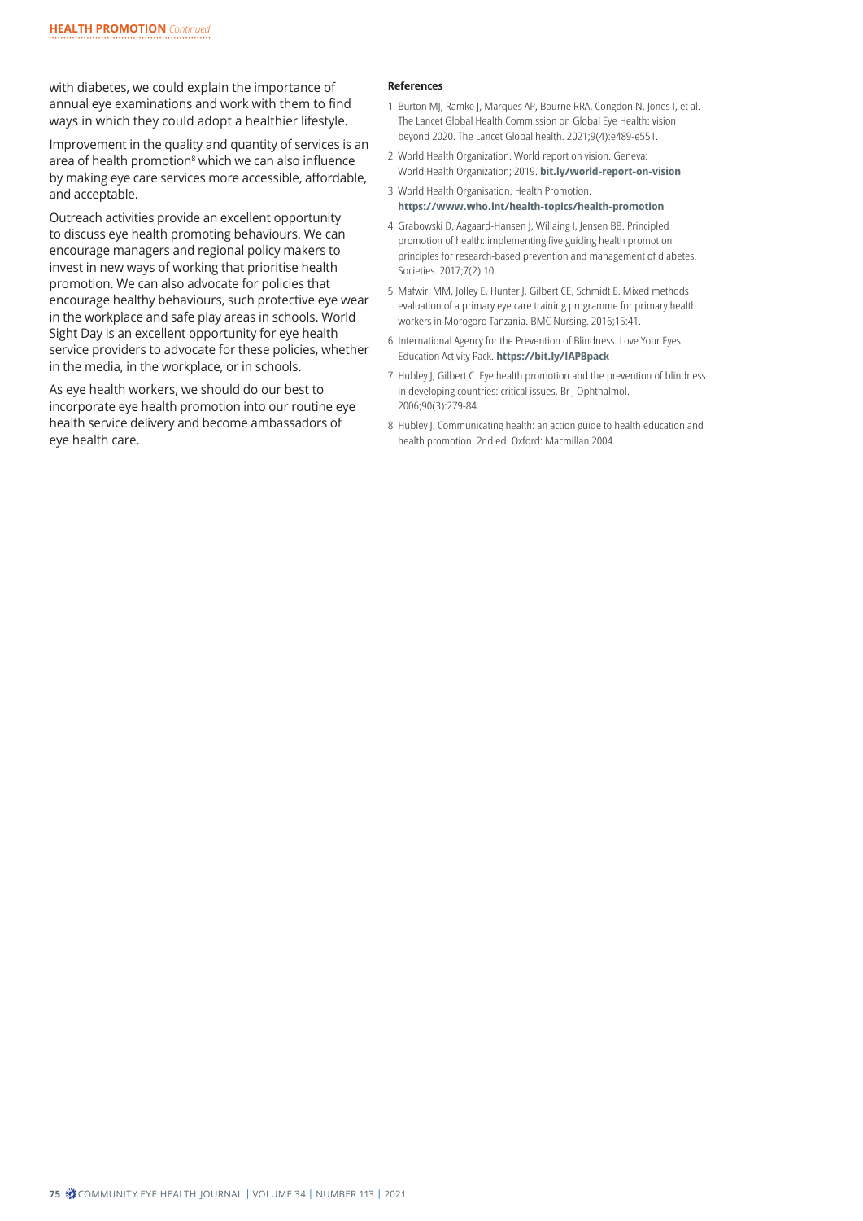with diabetes, we could explain the importance of annual eye examinations and work with them to find ways in which they could adopt a healthier lifestyle.

Improvement in the quality and quantity of services is an area of health promotion[8] which we can also influence by making eye care services more accessible, affordable, and acceptable.

Outreach activities provide an excellent opportunity to discuss eye health promoting behaviours. We can encourage managers and regional policy makers to invest in new ways of working that prioritise health promotion. We can also advocate for policies that encourage healthy behaviours, such protective eye wear in the workplace and safe play areas in schools. World Sight Day is an excellent opportunity for eye health service providers to advocate for these policies, whether in the media, in the workplace, or in schools.

As eye health workers, we should do our best to incorporate eye health promotion into our routine eye health service delivery and become ambassadors of eye health care.

**References**

1. Burton MJ, Ramke J, Marques AP, Bourne RRA, Congdon N, Jones I, et al. The Lancet Global Health Commission on Global Eye Health: vision beyond 2020. The Lancet Global health. 2021;9(4):e489-e551.
2. World Health Organization. World report on vision. Geneva: World Health Organization; 2019. **bit.ly/world-report-on-vision**
3. World Health Organisation. Health Promotion. **https://www.who.int/health-topics/health-promotion**
4. Grabowski D, Aagaard-Hansen J, Willaing I, Jensen BB. Principled promotion of health: implementing five guiding health promotion principles for research-based prevention and management of diabetes. Societies. 2017;7(2):10.
5. Mafwiri MM, Jolley E, Hunter J, Gilbert CE, Schmidt E. Mixed methods evaluation of a primary eye care training programme for primary health workers in Morogoro Tanzania. BMC Nursing. 2016;15:41.
6. International Agency for the Prevention of Blindness. Love Your Eyes Education Activity Pack. **https://bit.ly/IAPBpack**
7. Hubley J, Gilbert C. Eye health promotion and the prevention of blindness in developing countries: critical issues. Br J Ophthalmol. 2006;90(3):279-84.
8. Hubley J. Communicating health: an action guide to health education and health promotion. 2nd ed. Oxford: Macmillan 2004.